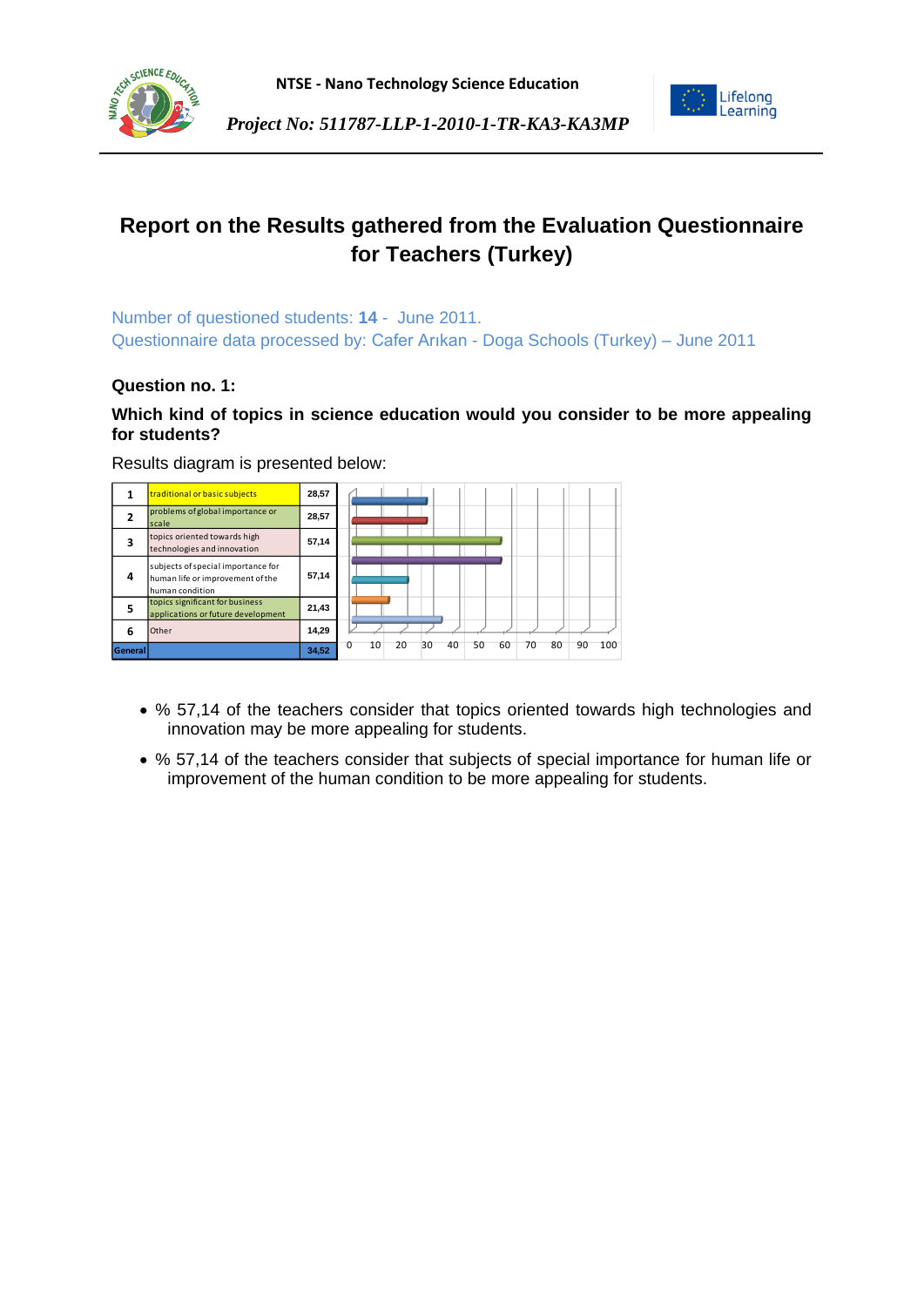# Report on the Results gathered from the Evaluation Questionnaire for Teachers (Turkey)

Number of questioned students: **14** - June 2011.
Questionnaire data processed by: Cafer Arıkan - Doga Schools (Turkey) – June 2011

**Question no. 1:**

**Which kind of topics in science education would you consider to be more appealing for students?**

Results diagram is presented below:

| | | |
|---|---|---|
| 1 | traditional or basic subjects | 28,57 |
| 2 | problems of global importance or scale | 28,57 |
| 3 | topics oriented towards high technologies and innovation | 57,14 |
| 4 | subjects of special importance for human life or improvement of the human condition | 57,14 |
| 5 | topics significant for business applications or future development | 21,43 |
| 6 | Other | 14,29 |
| General | | 34,52 |

- % 57,14 of the teachers consider that topics oriented towards high technologies and innovation may be more appealing for students.
- % 57,14 of the teachers consider that subjects of special importance for human life or improvement of the human condition to be more appealing for students.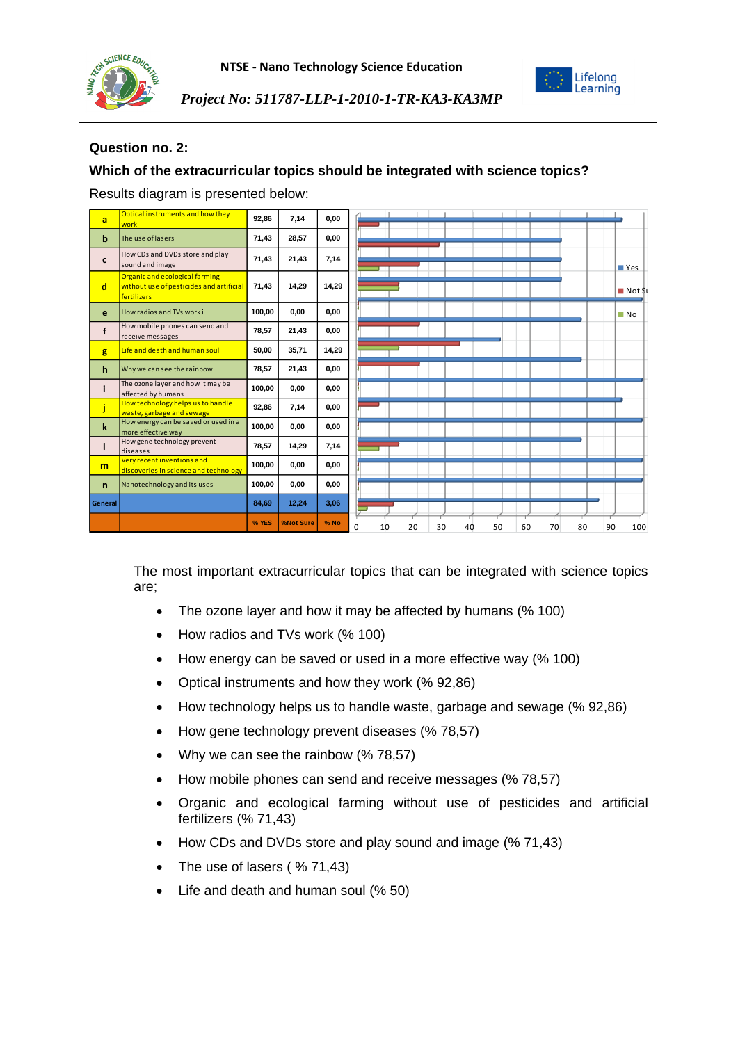**Question no. 2:**

**Which of the extracurricular topics should be integrated with science topics?**

Results diagram is presented below:

| | | | | |
|---|---|---|---|---|
| a | Optical instruments and how they work | 92,86 | 7,14 | 0,00 |
| b | The use of lasers | 71,43 | 28,57 | 0,00 |
| c | How CDs and DVDs store and play sound and image | 71,43 | 21,43 | 7,14 |
| d | Organic and ecological farming without use of pesticides and artificial fertilizers | 71,43 | 14,29 | 14,29 |
| e | How radios and TVs work i | 100,00 | 0,00 | 0,00 |
| f | How mobile phones can send and receive messages | 78,57 | 21,43 | 0,00 |
| g | Life and death and human soul | 50,00 | 35,71 | 14,29 |
| h | Why we can see the rainbow | 78,57 | 21,43 | 0,00 |
| i | The ozone layer and how it may be affected by humans | 100,00 | 0,00 | 0,00 |
| j | How technology helps us to handle waste, garbage and sewage | 92,86 | 7,14 | 0,00 |
| k | How energy can be saved or used in a more effective way | 100,00 | 0,00 | 0,00 |
| l | How gene technology prevent diseases | 78,57 | 14,29 | 7,14 |
| m | Very recent inventions and discoveries in science and technology | 100,00 | 0,00 | 0,00 |
| n | Nanotechnology and its uses | 100,00 | 0,00 | 0,00 |
| General | | 84,69 | 12,24 | 3,06 |
| | | % YES | %Not Sure | % No |

The most important extracurricular topics that can be integrated with science topics are;

- The ozone layer and how it may be affected by humans (% 100)
- How radios and TVs work (% 100)
- How energy can be saved or used in a more effective way (% 100)
- Optical instruments and how they work (% 92,86)
- How technology helps us to handle waste, garbage and sewage (% 92,86)
- How gene technology prevent diseases (% 78,57)
- Why we can see the rainbow (% 78,57)
- How mobile phones can send and receive messages (% 78,57)
- Organic and ecological farming without use of pesticides and artificial fertilizers (% 71,43)
- How CDs and DVDs store and play sound and image (% 71,43)
- The use of lasers ( % 71,43)
- Life and death and human soul (% 50)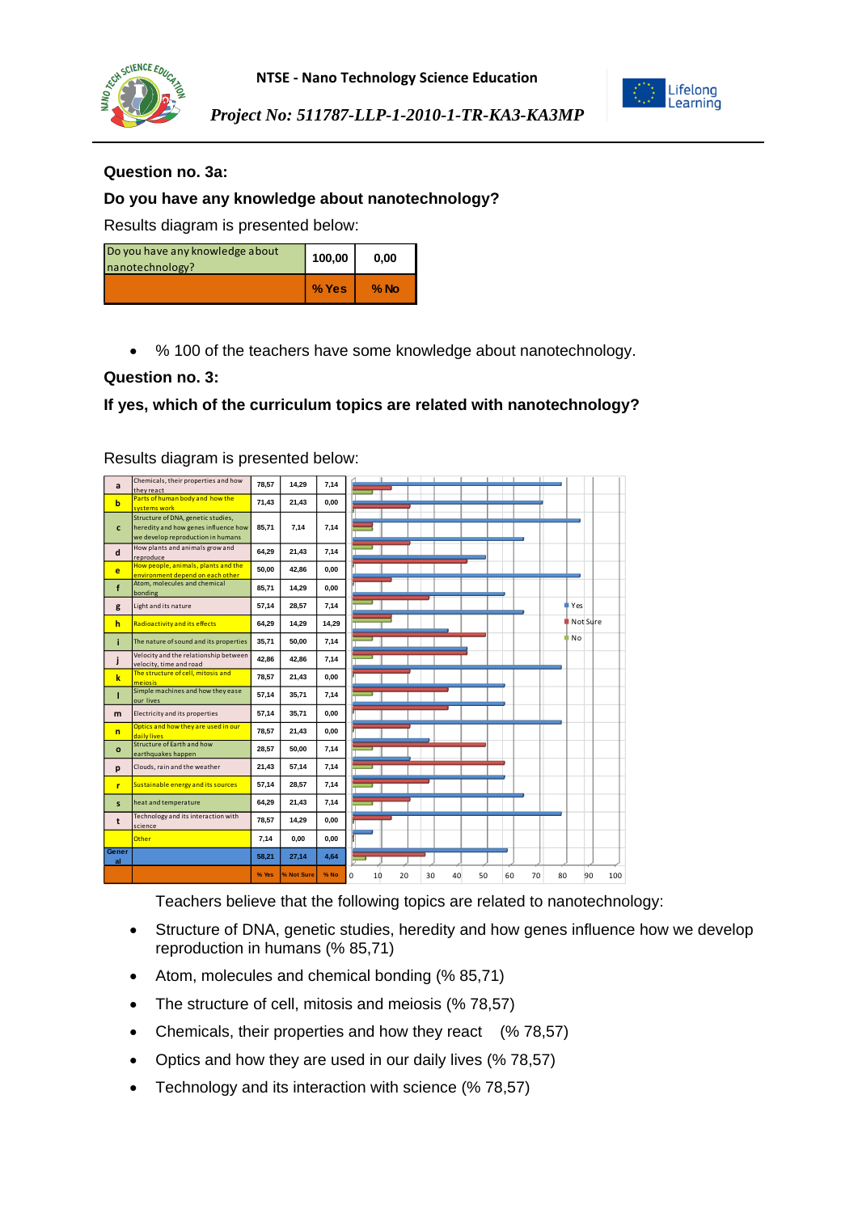## Question no. 3a:

## Do you have any knowledge about nanotechnology?

Results diagram is presented below:

| Do you have any knowledge about nanotechnology? | 100,00 | 0,00 |
|---|---|---|
| | % Yes | % No |

- % 100 of the teachers have some knowledge about nanotechnology.

## Question no. 3:

## If yes, which of the curriculum topics are related with nanotechnology?

Results diagram is presented below:

| | | % Yes | % Not Sure | % No |
|---|---|---|---|---|
| a | Chemicals, their properties and how they react | 78,57 | 14,29 | 7,14 |
| b | Parts of human body and how the systems work | 71,43 | 21,43 | 0,00 |
| c | Structure of DNA, genetic studies, heredity and how genes influence how we develop reproduction in humans | 85,71 | 7,14 | 7,14 |
| d | How plants and animals grow and reproduce | 64,29 | 21,43 | 7,14 |
| e | How people, animals, plants and the environment depend on each other | 50,00 | 42,86 | 0,00 |
| f | Atom, molecules and chemical bonding | 85,71 | 14,29 | 0,00 |
| g | Light and its nature | 57,14 | 28,57 | 7,14 |
| h | Radioactivity and its effects | 64,29 | 14,29 | 14,29 |
| i | The nature of sound and its properties | 35,71 | 50,00 | 7,14 |
| j | Velocity and the relationship between velocity, time and road | 42,86 | 42,86 | 7,14 |
| k | The structure of cell, mitosis and meiosis | 78,57 | 21,43 | 0,00 |
| l | Simple machines and how they ease our lives | 57,14 | 35,71 | 7,14 |
| m | Electricity and its properties | 57,14 | 35,71 | 0,00 |
| n | Optics and how they are used in our daily lives | 78,57 | 21,43 | 0,00 |
| o | Structure of Earth and how earthquakes happen | 28,57 | 50,00 | 7,14 |
| p | Clouds, rain and the weather | 21,43 | 57,14 | 7,14 |
| r | Sustainable energy and its sources | 57,14 | 28,57 | 7,14 |
| s | heat and temperature | 64,29 | 21,43 | 7,14 |
| t | Technology and its interaction with science | 78,57 | 14,29 | 0,00 |
| | Other | 7,14 | 0,00 | 0,00 |
| General | | 58,21 | 27,14 | 4,64 |

Teachers believe that the following topics are related to nanotechnology:

- Structure of DNA, genetic studies, heredity and how genes influence how we develop reproduction in humans (% 85,71)
- Atom, molecules and chemical bonding (% 85,71)
- The structure of cell, mitosis and meiosis (% 78,57)
- Chemicals, their properties and how they react (% 78,57)
- Optics and how they are used in our daily lives (% 78,57)
- Technology and its interaction with science (% 78,57)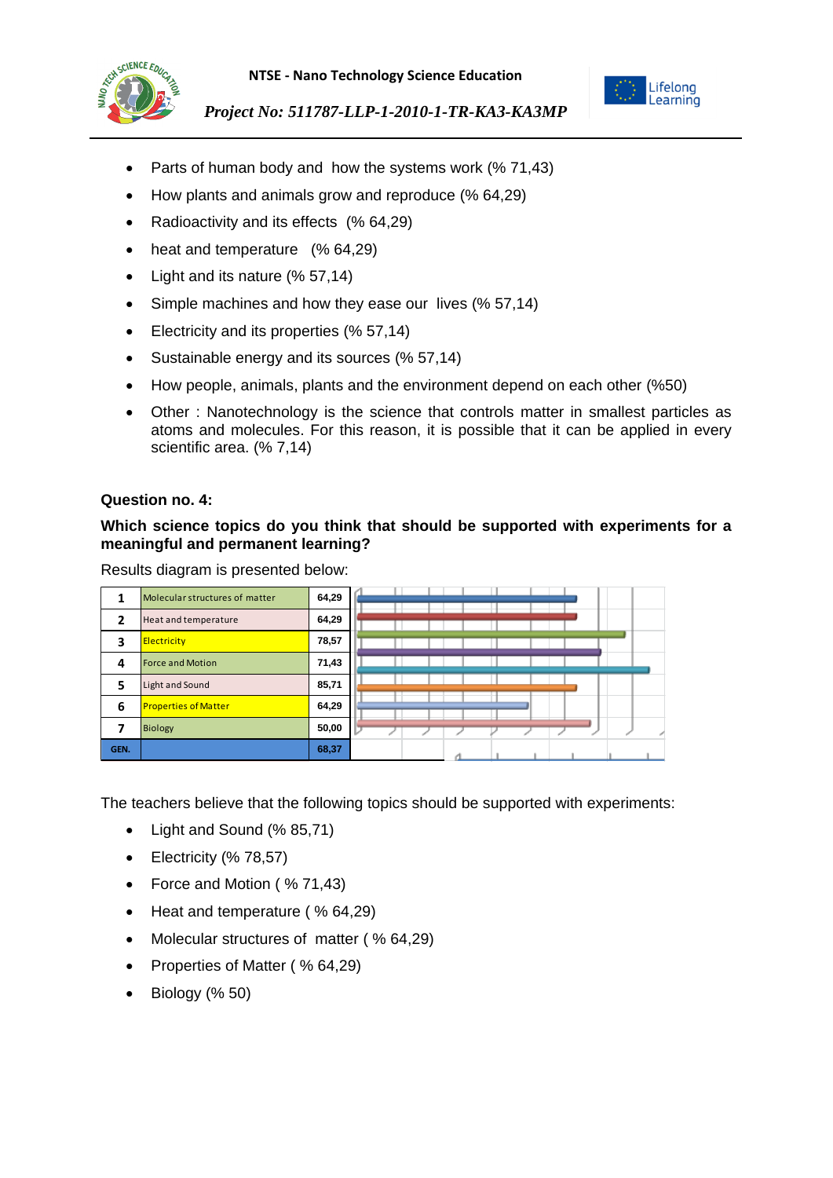- Parts of human body and how the systems work (% 71,43)
- How plants and animals grow and reproduce (% 64,29)
- Radioactivity and its effects (% 64,29)
- heat and temperature (% 64,29)
- Light and its nature (% 57,14)
- Simple machines and how they ease our lives (% 57,14)
- Electricity and its properties (% 57,14)
- Sustainable energy and its sources (% 57,14)
- How people, animals, plants and the environment depend on each other (%50)
- Other : Nanotechnology is the science that controls matter in smallest particles as atoms and molecules. For this reason, it is possible that it can be applied in every scientific area. (% 7,14)

**Question no. 4:**

**Which science topics do you think that should be supported with experiments for a meaningful and permanent learning?**

Results diagram is presented below:

| | | |
|---|---|---|
| 1 | Molecular structures of matter | 64,29 |
| 2 | Heat and temperature | 64,29 |
| 3 | Electricity | 78,57 |
| 4 | Force and Motion | 71,43 |
| 5 | Light and Sound | 85,71 |
| 6 | Properties of Matter | 64,29 |
| 7 | Biology | 50,00 |
| GEN. | | 68,37 |

The teachers believe that the following topics should be supported with experiments:

- Light and Sound (% 85,71)
- Electricity (% 78,57)
- Force and Motion ( % 71,43)
- Heat and temperature ( % 64,29)
- Molecular structures of matter ( % 64,29)
- Properties of Matter ( % 64,29)
- Biology (% 50)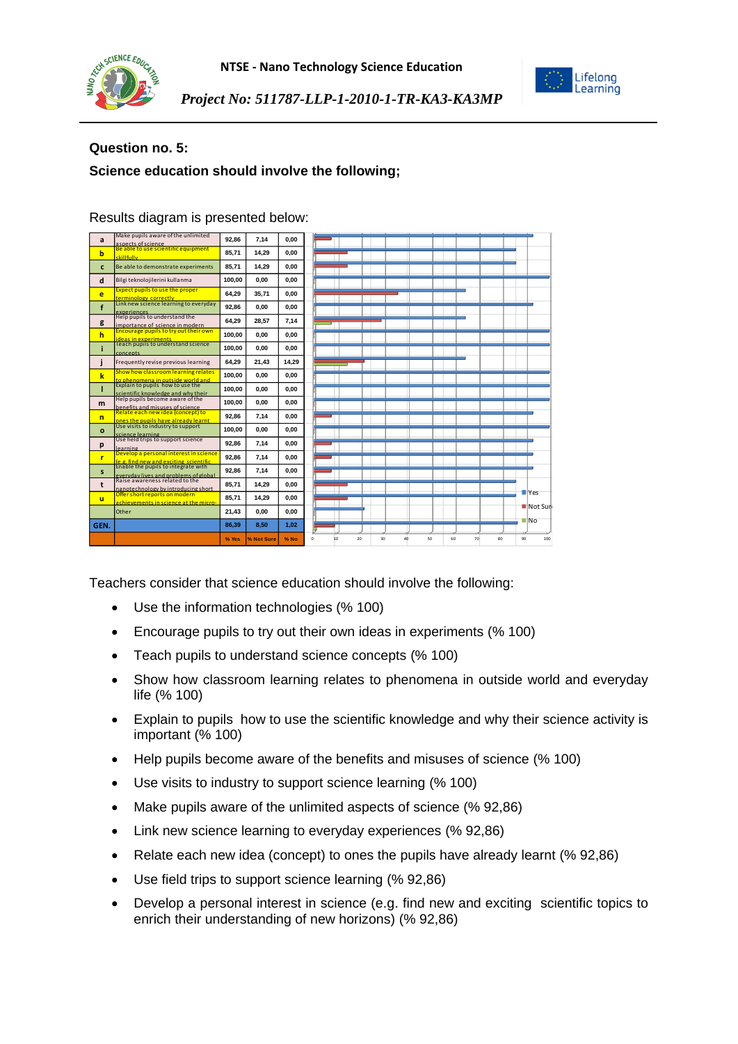## Question no. 5:

## Science education should involve the following;

Results diagram is presented below:

|  |  | % Yes | % Not Sure | % No |
|---|---|---|---|---|
| a | Make pupils aware of the unlimited aspects of science | 92,86 | 7,14 | 0,00 |
| b | Be able to use scientific equipment skillfully | 85,71 | 14,29 | 0,00 |
| c | Be able to demonstrate experiments | 85,71 | 14,29 | 0,00 |
| d | Bilgi teknolojilerini kullanma | 100,00 | 0,00 | 0,00 |
| e | Expect pupils to use the proper terminology correctly | 64,29 | 35,71 | 0,00 |
| f | Link new science learning to everyday experiences | 92,86 | 0,00 | 0,00 |
| g | Help pupils to understand the importance of science in modern | 64,29 | 28,57 | 7,14 |
| h | Encourage pupils to try out their own ideas in experiments | 100,00 | 0,00 | 0,00 |
| i | Teach pupils to understand science concepts | 100,00 | 0,00 | 0,00 |
| j | Frequently revise previous learning | 64,29 | 21,43 | 14,29 |
| k | Show how classroom learning relates to phenomena in outside world and | 100,00 | 0,00 | 0,00 |
| l | Explain to pupils how to use the scientific knowledge and why their | 100,00 | 0,00 | 0,00 |
| m | Help pupils become aware of the benefits and misuses of science | 100,00 | 0,00 | 0,00 |
| n | Relate each new idea (concept) to ones the pupils have already learnt | 92,86 | 7,14 | 0,00 |
| o | Use visits to industry to support science learning | 100,00 | 0,00 | 0,00 |
| p | Use field trips to support science learning | 92,86 | 7,14 | 0,00 |
| r | Develop a personal interest in science (e.g. find new and exciting scientific | 92,86 | 7,14 | 0,00 |
| s | Enable the pupils to integrate with everyday lives and problems of global | 92,86 | 7,14 | 0,00 |
| t | Raise awareness related to the nanotechnology by introducing short | 85,71 | 14,29 | 0,00 |
| u | Offer short reports on modern achievements in science at the micro- | 85,71 | 14,29 | 0,00 |
|  | Other | 21,43 | 0,00 | 0,00 |
| GEN. |  | 86,39 | 8,50 | 1,02 |

Teachers consider that science education should involve the following:

- Use the information technologies (% 100)
- Encourage pupils to try out their own ideas in experiments (% 100)
- Teach pupils to understand science concepts (% 100)
- Show how classroom learning relates to phenomena in outside world and everyday life (% 100)
- Explain to pupils how to use the scientific knowledge and why their science activity is important (% 100)
- Help pupils become aware of the benefits and misuses of science (% 100)
- Use visits to industry to support science learning (% 100)
- Make pupils aware of the unlimited aspects of science (% 92,86)
- Link new science learning to everyday experiences (% 92,86)
- Relate each new idea (concept) to ones the pupils have already learnt (% 92,86)
- Use field trips to support science learning (% 92,86)
- Develop a personal interest in science (e.g. find new and exciting scientific topics to enrich their understanding of new horizons) (% 92,86)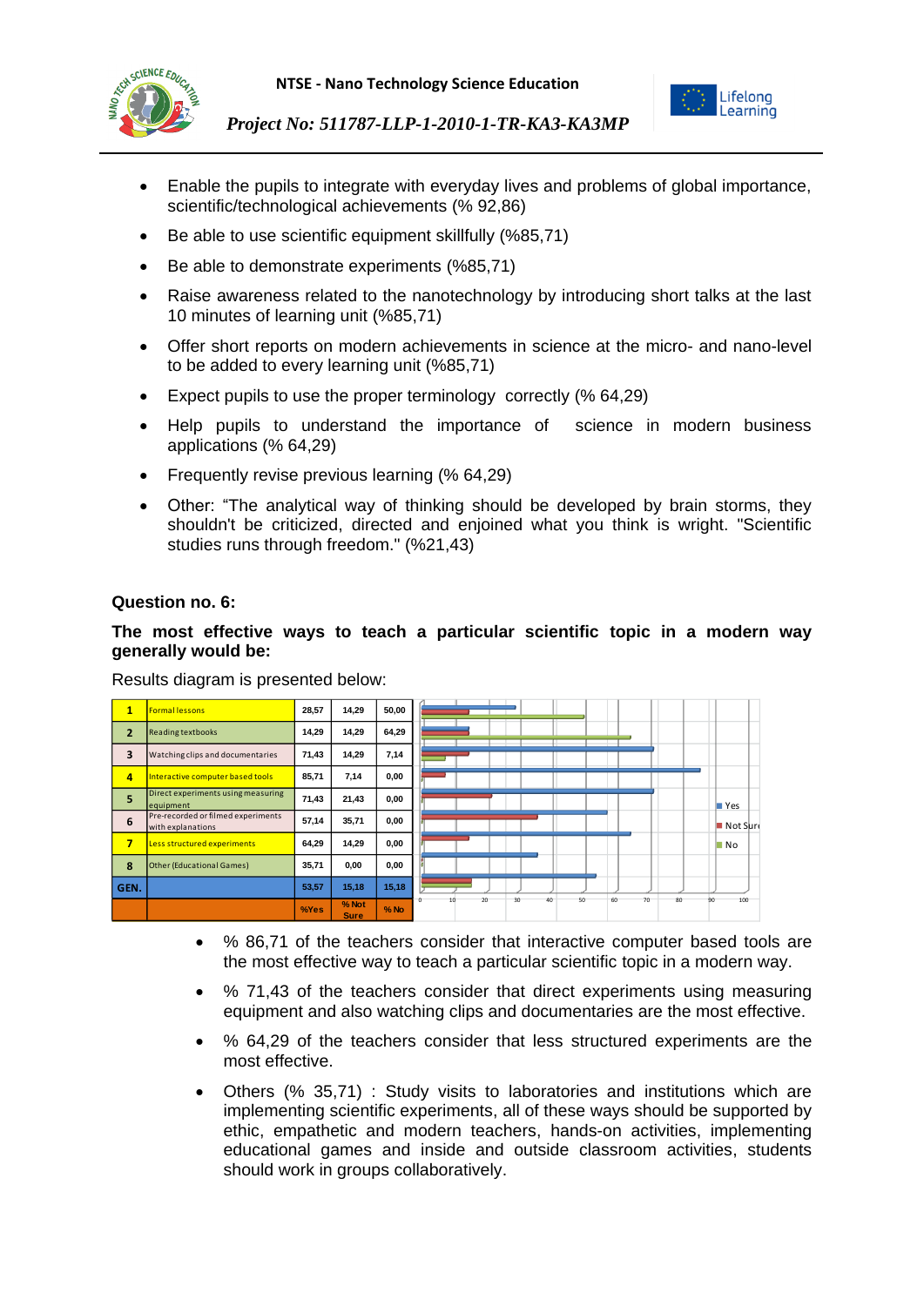- Enable the pupils to integrate with everyday lives and problems of global importance, scientific/technological achievements (% 92,86)
- Be able to use scientific equipment skillfully (%85,71)
- Be able to demonstrate experiments (%85,71)
- Raise awareness related to the nanotechnology by introducing short talks at the last 10 minutes of learning unit (%85,71)
- Offer short reports on modern achievements in science at the micro- and nano-level to be added to every learning unit (%85,71)
- Expect pupils to use the proper terminology correctly (% 64,29)
- Help pupils to understand the importance of science in modern business applications (% 64,29)
- Frequently revise previous learning (% 64,29)
- Other: "The analytical way of thinking should be developed by brain storms, they shouldn't be criticized, directed and enjoined what you think is wright. "Scientific studies runs through freedom." (%21,43)

**Question no. 6:**

**The most effective ways to teach a particular scientific topic in a modern way generally would be:**

Results diagram is presented below:

| | | %Yes | % Not Sure | % No |
|---|---|---|---|---|
| 1 | Formal lessons | 28,57 | 14,29 | 50,00 |
| 2 | Reading textbooks | 14,29 | 14,29 | 64,29 |
| 3 | Watching clips and documentaries | 71,43 | 14,29 | 7,14 |
| 4 | Interactive computer based tools | 85,71 | 7,14 | 0,00 |
| 5 | Direct experiments using measuring equipment | 71,43 | 21,43 | 0,00 |
| 6 | Pre-recorded or filmed experiments with explanations | 57,14 | 35,71 | 0,00 |
| 7 | Less structured experiments | 64,29 | 14,29 | 0,00 |
| 8 | Other (Educational Games) | 35,71 | 0,00 | 0,00 |
| GEN. | | 53,57 | 15,18 | 15,18 |

- % 86,71 of the teachers consider that interactive computer based tools are the most effective way to teach a particular scientific topic in a modern way.
- % 71,43 of the teachers consider that direct experiments using measuring equipment and also watching clips and documentaries are the most effective.
- % 64,29 of the teachers consider that less structured experiments are the most effective.
- Others (% 35,71) : Study visits to laboratories and institutions which are implementing scientific experiments, all of these ways should be supported by ethic, empathetic and modern teachers, hands-on activities, implementing educational games and inside and outside classroom activities, students should work in groups collaboratively.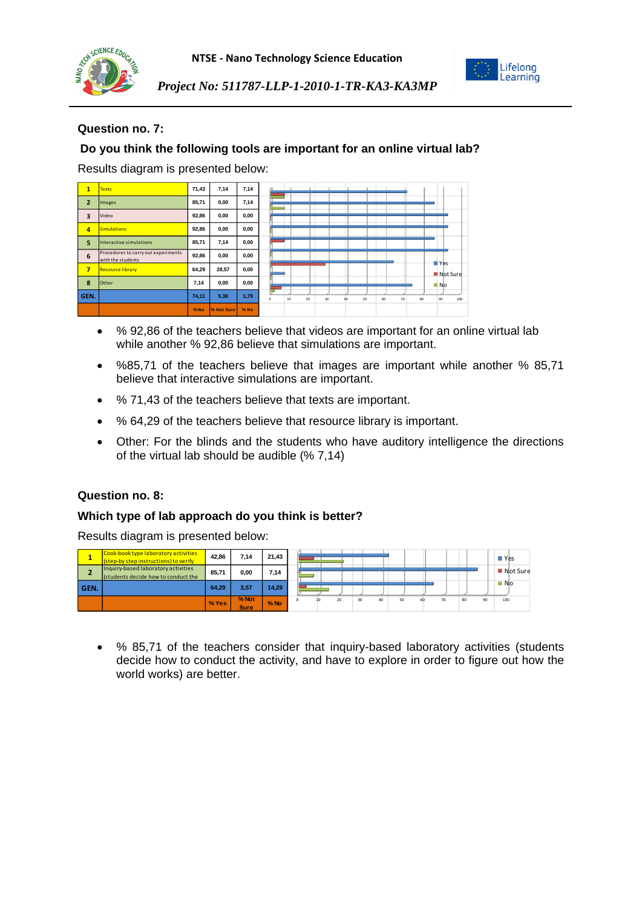### Question no. 7:

### Do you think the following tools are important for an online virtual lab?

Results diagram is presented below:

| | | | | |
|---|---|---|---|---|
| 1 | Texts | 71,43 | 7,14 | 7,14 |
| 2 | Images | 85,71 | 0,00 | 7,14 |
| 3 | Video | 92,86 | 0,00 | 0,00 |
| 4 | Simulations | 92,86 | 0,00 | 0,00 |
| 5 | Interactive simulations | 85,71 | 7,14 | 0,00 |
| 6 | Procedures to carry out experiments with the students | 92,86 | 0,00 | 0,00 |
| 7 | Resource library | 64,29 | 28,57 | 0,00 |
| 8 | Other | 7,14 | 0,00 | 0,00 |
| GEN. | | 74,11 | 5,36 | 1,79 |
| | | %Yes | % Not Sure | % No |

- % 92,86 of the teachers believe that videos are important for an online virtual lab while another % 92,86 believe that simulations are important.
- %85,71 of the teachers believe that images are important while another % 85,71 believe that interactive simulations are important.
- % 71,43 of the teachers believe that texts are important.
- % 64,29 of the teachers believe that resource library is important.
- Other: For the blinds and the students who have auditory intelligence the directions of the virtual lab should be audible (% 7,14)

### Question no. 8:

### Which type of lab approach do you think is better?

Results diagram is presented below:

| | | | | |
|---|---|---|---|---|
| 1 | Cook-book type laboratory activities (step-by step instructions) to verify | 42,86 | 7,14 | 21,43 |
| 2 | Inquiry-based laboratory activities (students decide how to conduct the | 85,71 | 0,00 | 7,14 |
| GEN. | | 64,29 | 3,57 | 14,29 |
| | | % Yes | % Not Sure | % No |

- % 85,71 of the teachers consider that inquiry-based laboratory activities (students decide how to conduct the activity, and have to explore in order to figure out how the world works) are better.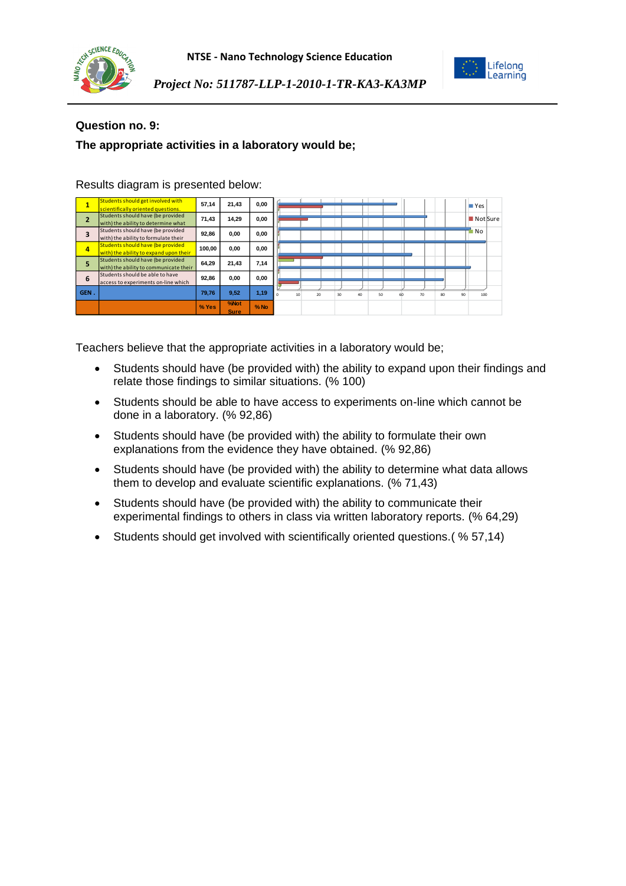**Question no. 9:**

**The appropriate activities in a laboratory would be;**

Results diagram is presented below:

| | | | | |
|---|---|---|---|---|
| 1 | Students should get involved with scientifically oriented questions. | 57,14 | 21,43 | 0,00 |
| 2 | Students should have (be provided with) the ability to determine what | 71,43 | 14,29 | 0,00 |
| 3 | Students should have (be provided with) the ability to formulate their | 92,86 | 0,00 | 0,00 |
| 4 | Students should have (be provided with) the ability to expand upon their | 100,00 | 0,00 | 0,00 |
| 5 | Students should have (be provided with) the ability to communicate their | 64,29 | 21,43 | 7,14 |
| 6 | Students should be able to have access to experiments on-line which | 92,86 | 0,00 | 0,00 |
| GEN . | | 79,76 | 9,52 | 1,19 |
| | | % Yes | %Not Sure | % No |

Teachers believe that the appropriate activities in a laboratory would be;

- Students should have (be provided with) the ability to expand upon their findings and relate those findings to similar situations. (% 100)
- Students should be able to have access to experiments on-line which cannot be done in a laboratory. (% 92,86)
- Students should have (be provided with) the ability to formulate their own explanations from the evidence they have obtained. (% 92,86)
- Students should have (be provided with) the ability to determine what data allows them to develop and evaluate scientific explanations. (% 71,43)
- Students should have (be provided with) the ability to communicate their experimental findings to others in class via written laboratory reports. (% 64,29)
- Students should get involved with scientifically oriented questions.( % 57,14)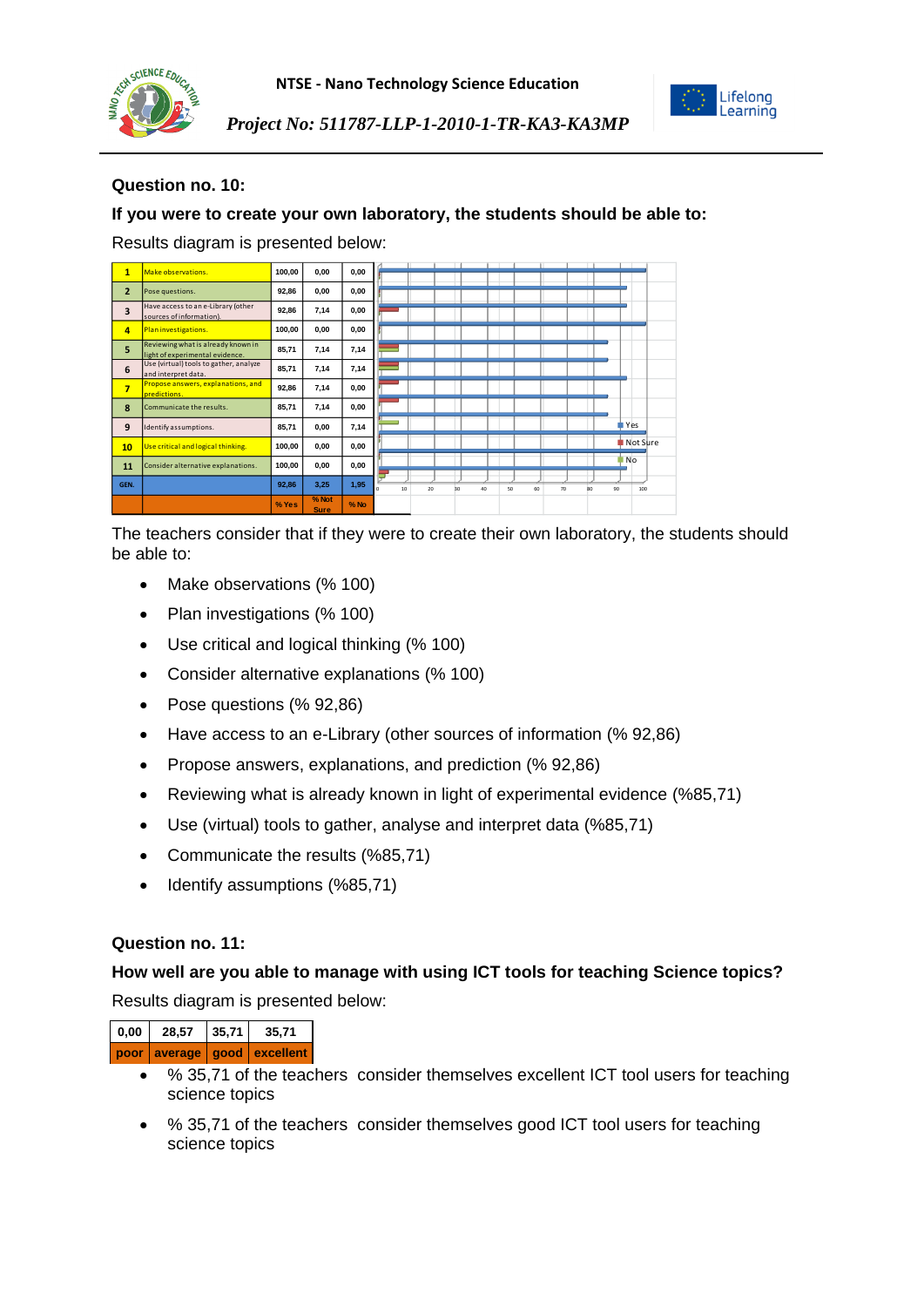### Question no. 10:

**If you were to create your own laboratory, the students should be able to:**

Results diagram is presented below:

| | | | | |
|---|---|---|---|---|
| 1 | Make observations. | 100,00 | 0,00 | 0,00 |
| 2 | Pose questions. | 92,86 | 0,00 | 0,00 |
| 3 | Have access to an e-Library (other sources of information). | 92,86 | 7,14 | 0,00 |
| 4 | Plan investigations. | 100,00 | 0,00 | 0,00 |
| 5 | Reviewing what is already known in light of experimental evidence. | 85,71 | 7,14 | 7,14 |
| 6 | Use (virtual) tools to gather, analyze and interpret data. | 85,71 | 7,14 | 7,14 |
| 7 | Propose answers, explanations, and predictions. | 92,86 | 7,14 | 0,00 |
| 8 | Communicate the results. | 85,71 | 7,14 | 0,00 |
| 9 | Identify assumptions. | 85,71 | 0,00 | 7,14 |
| 10 | Use critical and logical thinking. | 100,00 | 0,00 | 0,00 |
| 11 | Consider alternative explanations. | 100,00 | 0,00 | 0,00 |
| GEN. | | 92,86 | 3,25 | 1,95 |
| | | % Yes | % Not Sure | % No |

The teachers consider that if they were to create their own laboratory, the students should be able to:

- Make observations (% 100)
- Plan investigations (% 100)
- Use critical and logical thinking (% 100)
- Consider alternative explanations (% 100)
- Pose questions (% 92,86)
- Have access to an e-Library (other sources of information (% 92,86)
- Propose answers, explanations, and prediction (% 92,86)
- Reviewing what is already known in light of experimental evidence (%85,71)
- Use (virtual) tools to gather, analyse and interpret data (%85,71)
- Communicate the results (%85,71)
- Identify assumptions (%85,71)

### Question no. 11:

**How well are you able to manage with using ICT tools for teaching Science topics?**

Results diagram is presented below:

| 0,00 | 28,57 | 35,71 | 35,71 |
|---|---|---|---|
| poor | average | good | excellent |

- % 35,71 of the teachers consider themselves excellent ICT tool users for teaching science topics
- % 35,71 of the teachers consider themselves good ICT tool users for teaching science topics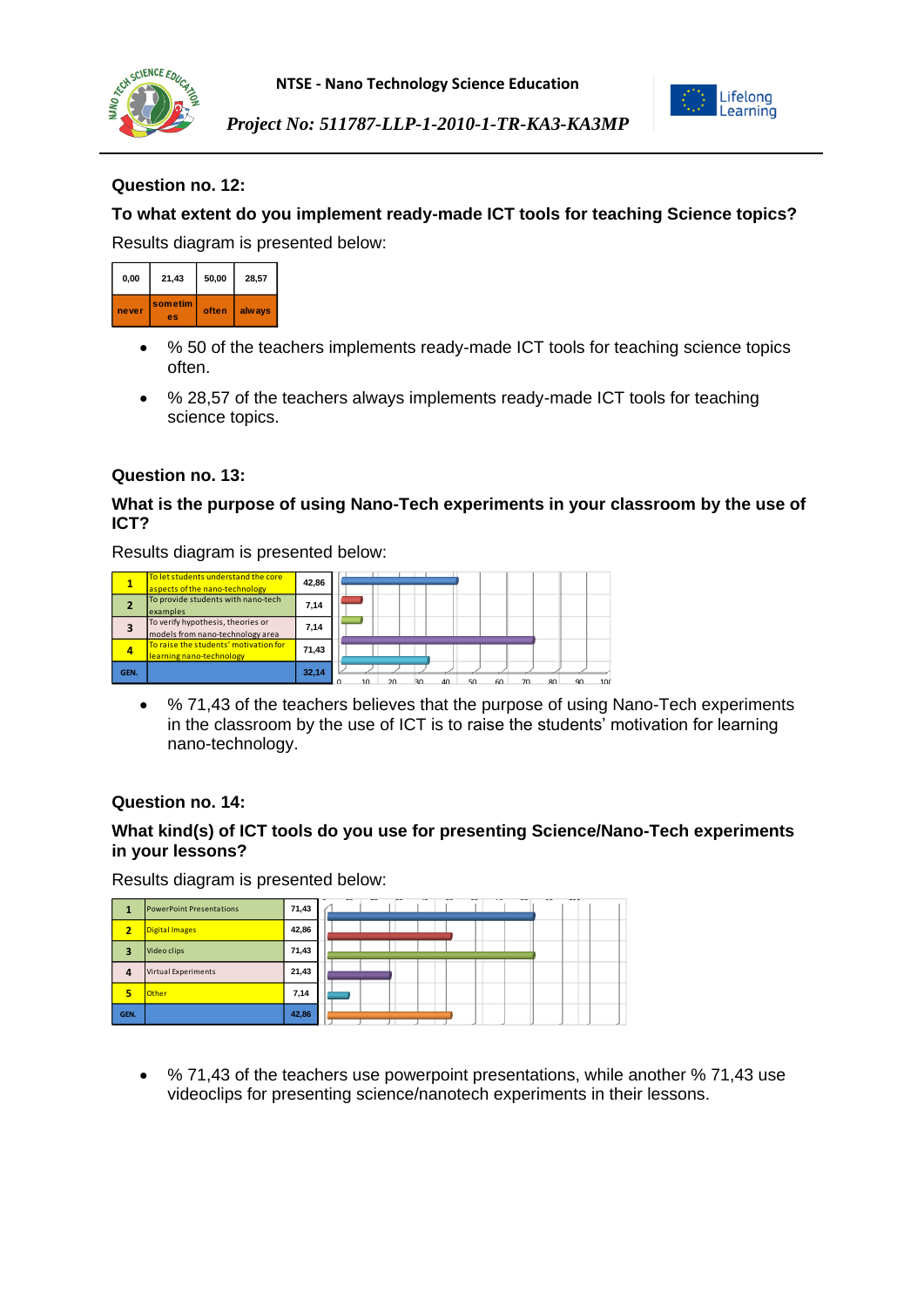### Question no. 12:

**To what extent do you implement ready-made ICT tools for teaching Science topics?**

Results diagram is presented below:

| 0,00 | 21,43 | 50,00 | 28,57 |
|---|---|---|---|
| never | sometimes | often | always |

- % 50 of the teachers implements ready-made ICT tools for teaching science topics often.
- % 28,57 of the teachers always implements ready-made ICT tools for teaching science topics.

### Question no. 13:

**What is the purpose of using Nano-Tech experiments in your classroom by the use of ICT?**

Results diagram is presented below:

| | | |
|---|---|---|
| 1 | To let students understand the core aspects of the nano-technology | 42,86 |
| 2 | To provide students with nano-tech examples | 7,14 |
| 3 | To verify hypothesis, theories or models from nano-technology area | 7,14 |
| 4 | To raise the students' motivation for learning nano-technology | 71,43 |
| GEN. | | 32,14 |

- % 71,43 of the teachers believes that the purpose of using Nano-Tech experiments in the classroom by the use of ICT is to raise the students' motivation for learning nano-technology.

### Question no. 14:

**What kind(s) of ICT tools do you use for presenting Science/Nano-Tech experiments in your lessons?**

Results diagram is presented below:

| | | |
|---|---|---|
| 1 | PowerPoint Presentations | 71,43 |
| 2 | Digital Images | 42,86 |
| 3 | Video clips | 71,43 |
| 4 | Virtual Experiments | 21,43 |
| 5 | Other | 7,14 |
| GEN. | | 42,86 |

- % 71,43 of the teachers use powerpoint presentations, while another % 71,43 use videoclips for presenting science/nanotech experiments in their lessons.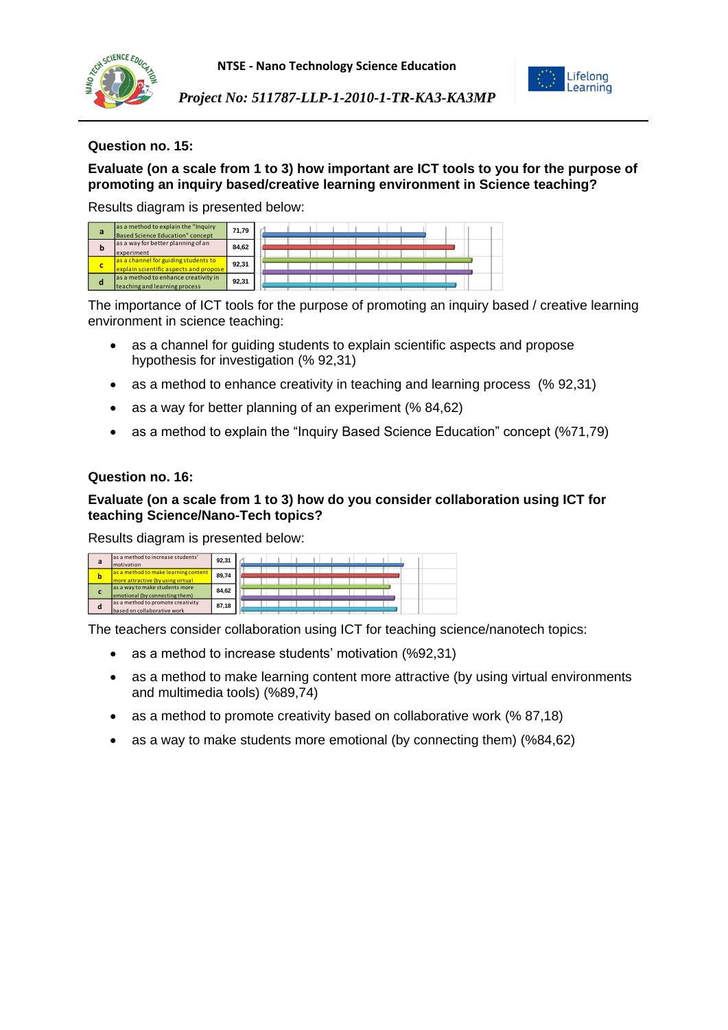**Question no. 15:**

**Evaluate (on a scale from 1 to 3) how important are ICT tools to you for the purpose of promoting an inquiry based/creative learning environment in Science teaching?**

Results diagram is presented below:

| | | |
|---|---|---|
| a | as a method to explain the "Inquiry Based Science Education" concept | 71,79 |
| b | as a way for better planning of an experiment | 84,62 |
| c | as a channel for guiding students to explain scientific aspects and propose | 92,31 |
| d | as a method to enhance creativity in teaching and learning process | 92,31 |

The importance of ICT tools for the purpose of promoting an inquiry based / creative learning environment in science teaching:

- as a channel for guiding students to explain scientific aspects and propose hypothesis for investigation (% 92,31)
- as a method to enhance creativity in teaching and learning process (% 92,31)
- as a way for better planning of an experiment (% 84,62)
- as a method to explain the "Inquiry Based Science Education" concept (%71,79)

**Question no. 16:**

**Evaluate (on a scale from 1 to 3) how do you consider collaboration using ICT for teaching Science/Nano-Tech topics?**

Results diagram is presented below:

| | | |
|---|---|---|
| a | as a method to increase students' motivation | 92,31 |
| b | as a method to make learning content more attractive (by using virtual | 89,74 |
| c | as a way to make students more emotional (by connecting them) | 84,62 |
| d | as a method to promote creativity based on collaborative work | 87,18 |

The teachers consider collaboration using ICT for teaching science/nanotech topics:

- as a method to increase students' motivation (%92,31)
- as a method to make learning content more attractive (by using virtual environments and multimedia tools) (%89,74)
- as a method to promote creativity based on collaborative work (% 87,18)
- as a way to make students more emotional (by connecting them) (%84,62)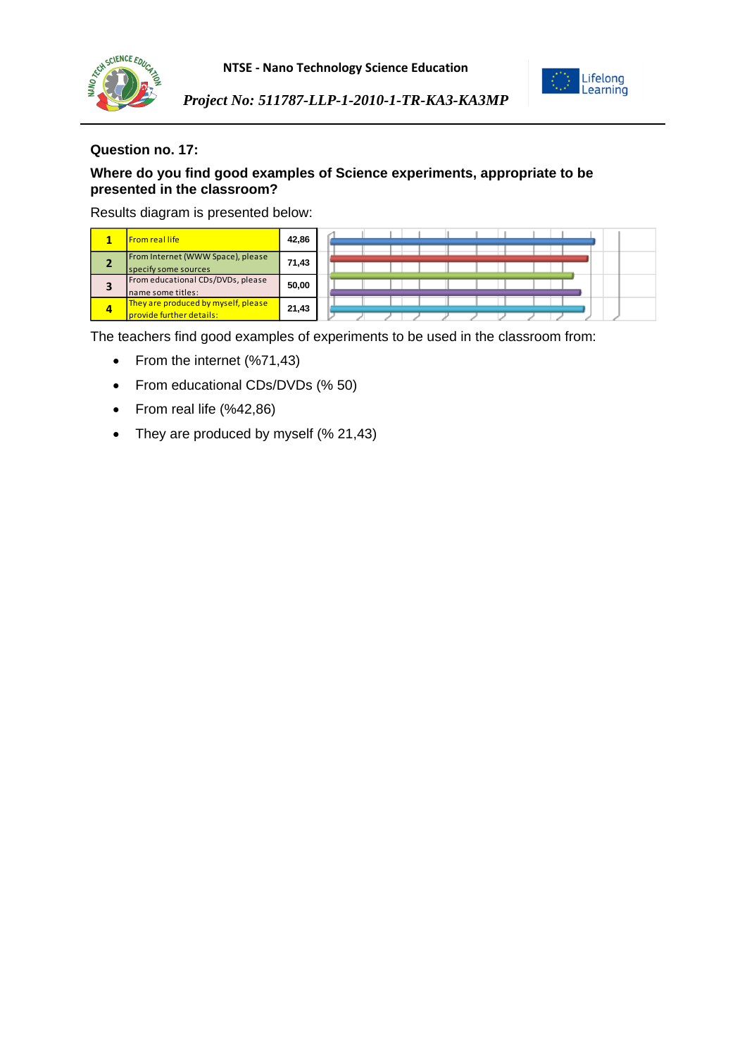**Question no. 17:**

**Where do you find good examples of Science experiments, appropriate to be presented in the classroom?**

Results diagram is presented below:

| | | |
|---|---|---|
| 1 | From real life | 42,86 |
| 2 | From Internet (WWW Space), please specify some sources | 71,43 |
| 3 | From educational CDs/DVDs, please name some titles: | 50,00 |
| 4 | They are produced by myself, please provide further details: | 21,43 |

The teachers find good examples of experiments to be used in the classroom from:

- From the internet (%71,43)
- From educational CDs/DVDs (% 50)
- From real life (%42,86)
- They are produced by myself (% 21,43)